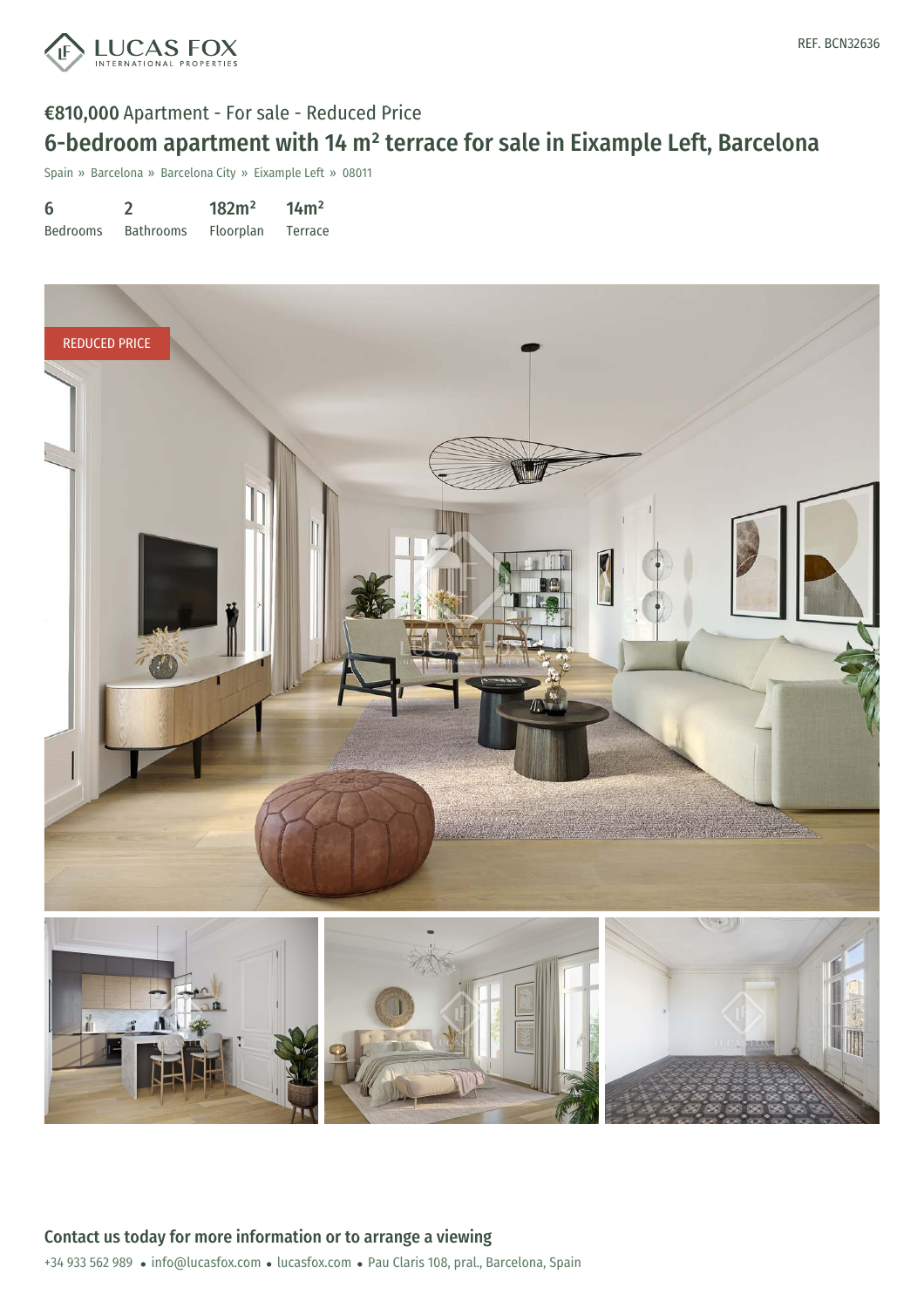REF. BCN32636

**€810,000** Apartment - For sale - Reduced Price

# 6-bedroom apartment with 14 m² terrace for sale in Eixample Left, Barcelona

Spain » Barcelona » Barcelona City » Eixample Left » 08011

| 6 | 2 | 182m² | 14m² |
|---|---|---|---|
| Bedrooms | Bathrooms | Floorplan | Terrace |

REDUCED PRICE

## Contact us today for more information or to arrange a viewing

+34 933 562 989 • info@lucasfox.com • lucasfox.com • Pau Claris 108, pral., Barcelona, Spain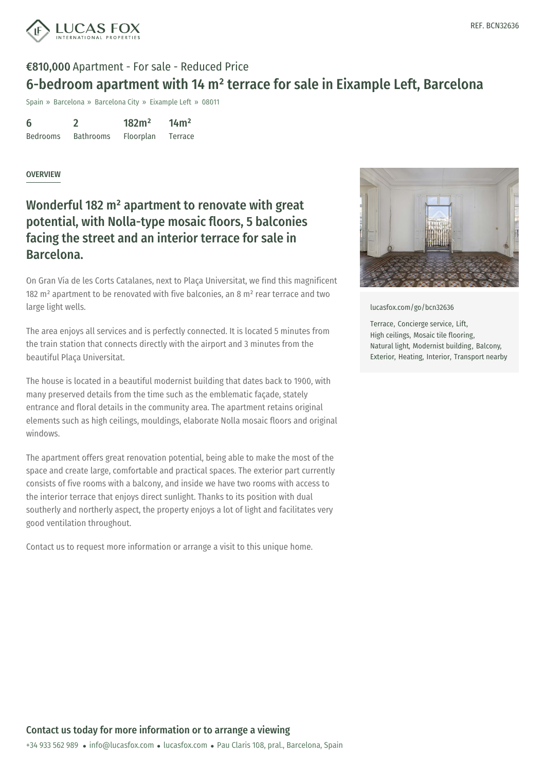REF. BCN32636

**€810,000** Apartment - For sale - Reduced Price

# 6-bedroom apartment with 14 m² terrace for sale in Eixample Left, Barcelona

Spain » Barcelona » Barcelona City » Eixample Left » 08011

| 6 | 2 | 182m² | 14m² |
|---|---|---|---|
| Bedrooms | Bathrooms | Floorplan | Terrace |

OVERVIEW

## Wonderful 182 m² apartment to renovate with great potential, with Nolla-type mosaic floors, 5 balconies facing the street and an interior terrace for sale in Barcelona.

On Gran Vía de les Corts Catalanes, next to Plaça Universitat, we find this magnificent 182 m² apartment to be renovated with five balconies, an 8 m² rear terrace and two large light wells.

The area enjoys all services and is perfectly connected. It is located 5 minutes from the train station that connects directly with the airport and 3 minutes from the beautiful Plaça Universitat.

The house is located in a beautiful modernist building that dates back to 1900, with many preserved details from the time such as the emblematic façade, stately entrance and floral details in the community area. The apartment retains original elements such as high ceilings, mouldings, elaborate Nolla mosaic floors and original windows.

The apartment offers great renovation potential, being able to make the most of the space and create large, comfortable and practical spaces. The exterior part currently consists of five rooms with a balcony, and inside we have two rooms with access to the interior terrace that enjoys direct sunlight. Thanks to its position with dual southerly and northerly aspect, the property enjoys a lot of light and facilitates very good ventilation throughout.

Contact us to request more information or arrange a visit to this unique home.

lucasfox.com/go/bcn32636

Terrace, Concierge service, Lift, High ceilings, Mosaic tile flooring, Natural light, Modernist building, Balcony, Exterior, Heating, Interior, Transport nearby

**Contact us today for more information or to arrange a viewing**

+34 933 562 989 • info@lucasfox.com • lucasfox.com • Pau Claris 108, pral., Barcelona, Spain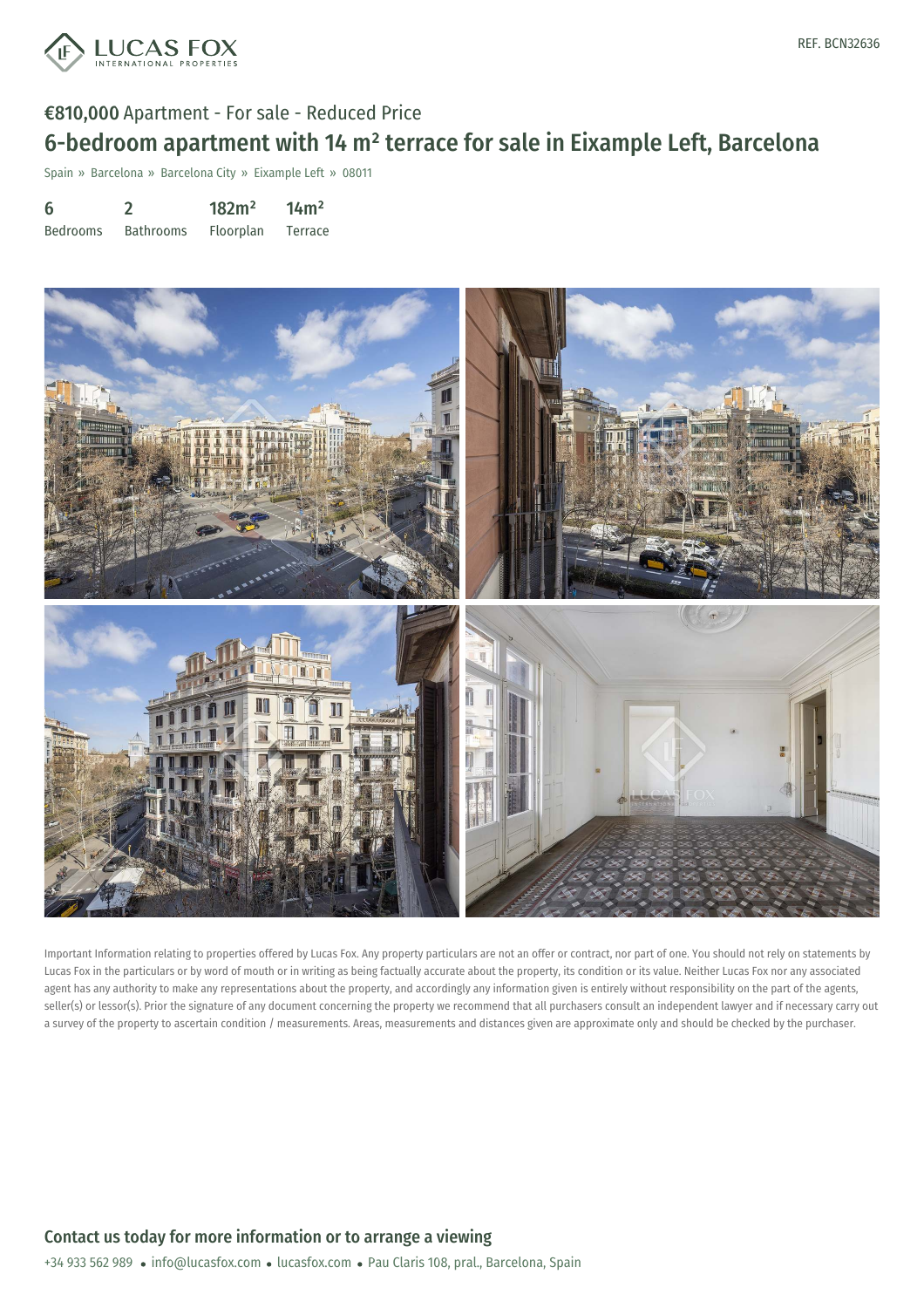REF. BCN32636

**€810,000** Apartment - For sale - Reduced Price

# 6-bedroom apartment with 14 m² terrace for sale in Eixample Left, Barcelona

Spain » Barcelona » Barcelona City » Eixample Left » 08011

| 6 | 2 | 182m² | 14m² |
| --- | --- | --- | --- |
| Bedrooms | Bathrooms | Floorplan | Terrace |

Important Information relating to properties offered by Lucas Fox. Any property particulars are not an offer or contract, nor part of one. You should not rely on statements by Lucas Fox in the particulars or by word of mouth or in writing as being factually accurate about the property, its condition or its value. Neither Lucas Fox nor any associated agent has any authority to make any representations about the property, and accordingly any information given is entirely without responsibility on the part of the agents, seller(s) or lessor(s). Prior the signature of any document concerning the property we recommend that all purchasers consult an independent lawyer and if necessary carry out a survey of the property to ascertain condition / measurements. Areas, measurements and distances given are approximate only and should be checked by the purchaser.

## Contact us today for more information or to arrange a viewing

+34 933 562 989 • info@lucasfox.com • lucasfox.com • Pau Claris 108, pral., Barcelona, Spain